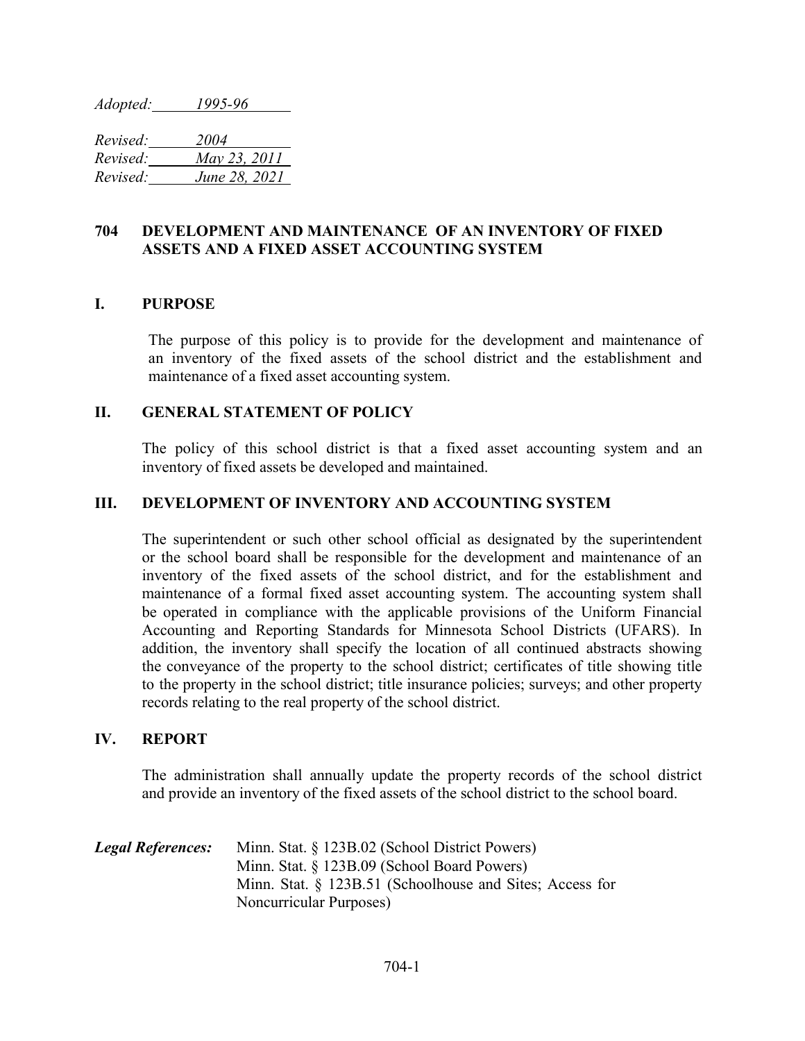*Adopted:* 1995-96

*Revised:* 2004
*Revised:* May 23, 2011
*Revised:* June 28, 2021

# 704 DEVELOPMENT AND MAINTENANCE OF AN INVENTORY OF FIXED ASSETS AND A FIXED ASSET ACCOUNTING SYSTEM

## I. PURPOSE

The purpose of this policy is to provide for the development and maintenance of an inventory of the fixed assets of the school district and the establishment and maintenance of a fixed asset accounting system.

## II. GENERAL STATEMENT OF POLICY

The policy of this school district is that a fixed asset accounting system and an inventory of fixed assets be developed and maintained.

## III. DEVELOPMENT OF INVENTORY AND ACCOUNTING SYSTEM

The superintendent or such other school official as designated by the superintendent or the school board shall be responsible for the development and maintenance of an inventory of the fixed assets of the school district, and for the establishment and maintenance of a formal fixed asset accounting system. The accounting system shall be operated in compliance with the applicable provisions of the Uniform Financial Accounting and Reporting Standards for Minnesota School Districts (UFARS). In addition, the inventory shall specify the location of all continued abstracts showing the conveyance of the property to the school district; certificates of title showing title to the property in the school district; title insurance policies; surveys; and other property records relating to the real property of the school district.

## IV. REPORT

The administration shall annually update the property records of the school district and provide an inventory of the fixed assets of the school district to the school board.

***Legal References:***
Minn. Stat. § 123B.02 (School District Powers)
Minn. Stat. § 123B.09 (School Board Powers)
Minn. Stat. § 123B.51 (Schoolhouse and Sites; Access for Noncurricular Purposes)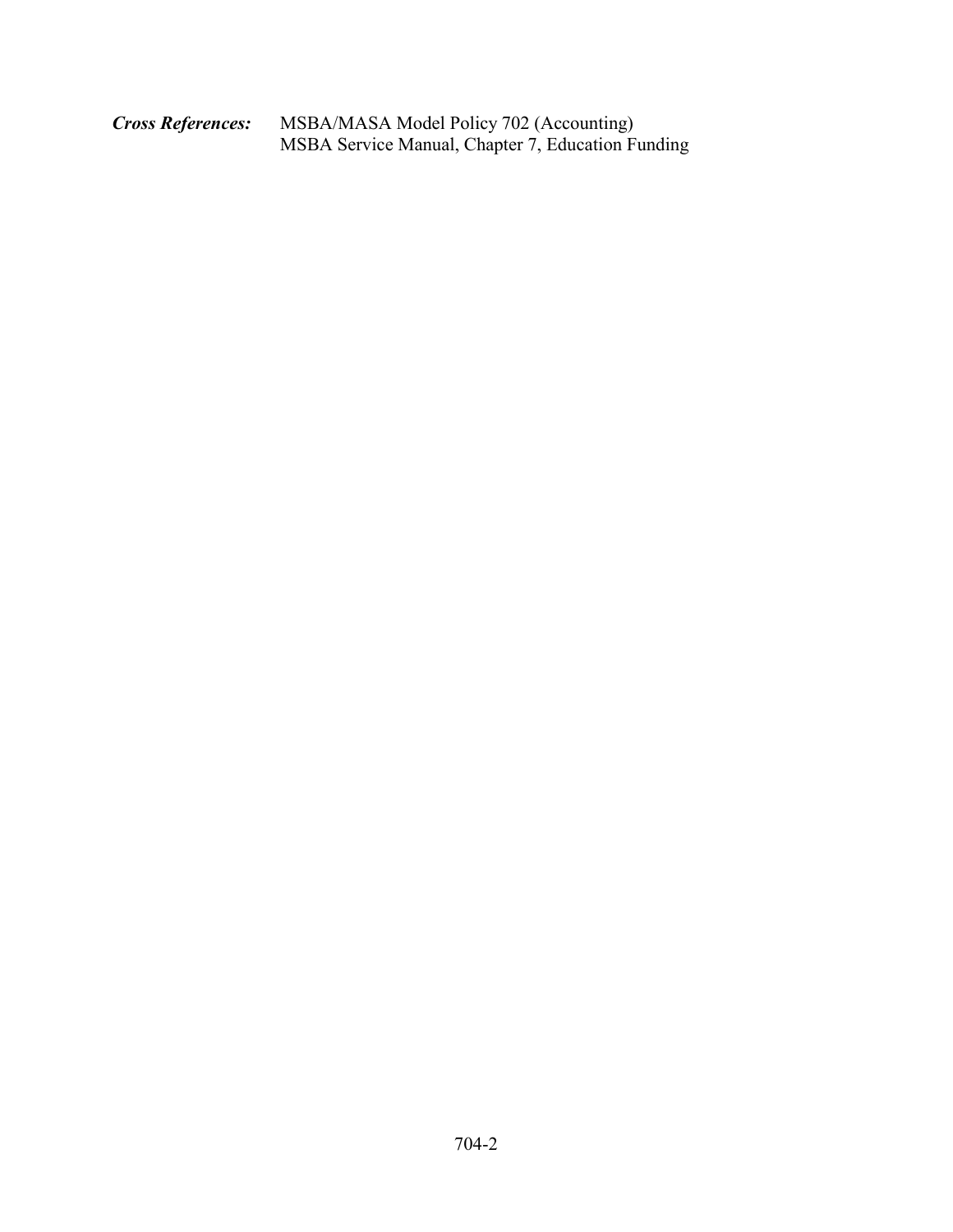***Cross References:*** MSBA/MASA Model Policy 702 (Accounting)
MSBA Service Manual, Chapter 7, Education Funding